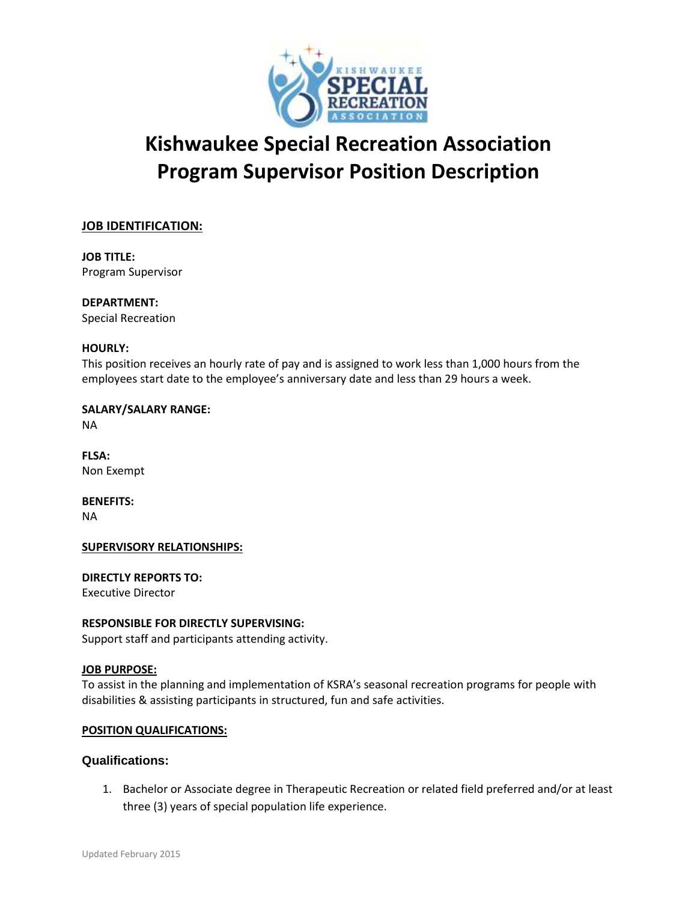# Kishwaukee Special Recreation Association
# Program Supervisor Position Description

**JOB IDENTIFICATION:**

**JOB TITLE:**
Program Supervisor

**DEPARTMENT:**
Special Recreation

**HOURLY:**
This position receives an hourly rate of pay and is assigned to work less than 1,000 hours from the employees start date to the employee's anniversary date and less than 29 hours a week.

**SALARY/SALARY RANGE:**
NA

**FLSA:**
Non Exempt

**BENEFITS:**
NA

**SUPERVISORY RELATIONSHIPS:**

**DIRECTLY REPORTS TO:**
Executive Director

**RESPONSIBLE FOR DIRECTLY SUPERVISING:**
Support staff and participants attending activity.

**JOB PURPOSE:**
To assist in the planning and implementation of KSRA's seasonal recreation programs for people with disabilities & assisting participants in structured, fun and safe activities.

**POSITION QUALIFICATIONS:**

### Qualifications:

1. Bachelor or Associate degree in Therapeutic Recreation or related field preferred and/or at least three (3) years of special population life experience.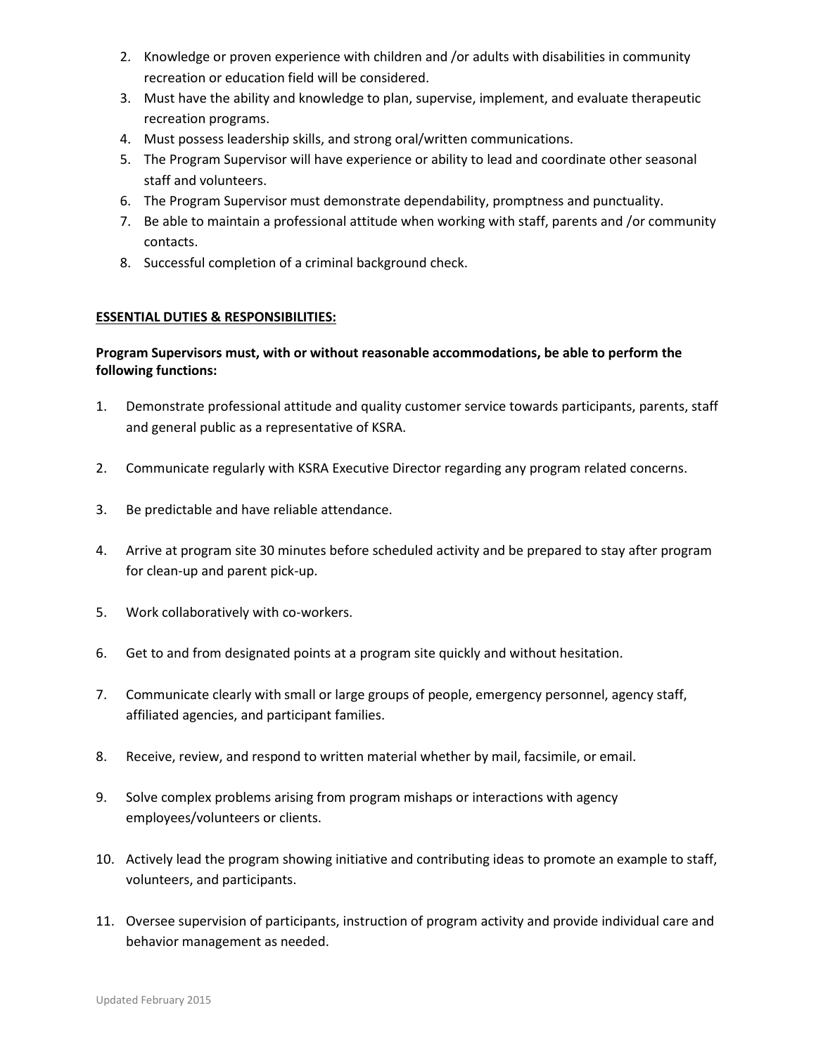2. Knowledge or proven experience with children and /or adults with disabilities in community recreation or education field will be considered.
3. Must have the ability and knowledge to plan, supervise, implement, and evaluate therapeutic recreation programs.
4. Must possess leadership skills, and strong oral/written communications.
5. The Program Supervisor will have experience or ability to lead and coordinate other seasonal staff and volunteers.
6. The Program Supervisor must demonstrate dependability, promptness and punctuality.
7. Be able to maintain a professional attitude when working with staff, parents and /or community contacts.
8. Successful completion of a criminal background check.

**ESSENTIAL DUTIES & RESPONSIBILITIES:**

**Program Supervisors must, with or without reasonable accommodations, be able to perform the following functions:**

1. Demonstrate professional attitude and quality customer service towards participants, parents, staff and general public as a representative of KSRA.

2. Communicate regularly with KSRA Executive Director regarding any program related concerns.

3. Be predictable and have reliable attendance.

4. Arrive at program site 30 minutes before scheduled activity and be prepared to stay after program for clean-up and parent pick-up.

5. Work collaboratively with co-workers.

6. Get to and from designated points at a program site quickly and without hesitation.

7. Communicate clearly with small or large groups of people, emergency personnel, agency staff, affiliated agencies, and participant families.

8. Receive, review, and respond to written material whether by mail, facsimile, or email.

9. Solve complex problems arising from program mishaps or interactions with agency employees/volunteers or clients.

10. Actively lead the program showing initiative and contributing ideas to promote an example to staff, volunteers, and participants.

11. Oversee supervision of participants, instruction of program activity and provide individual care and behavior management as needed.

Updated February 2015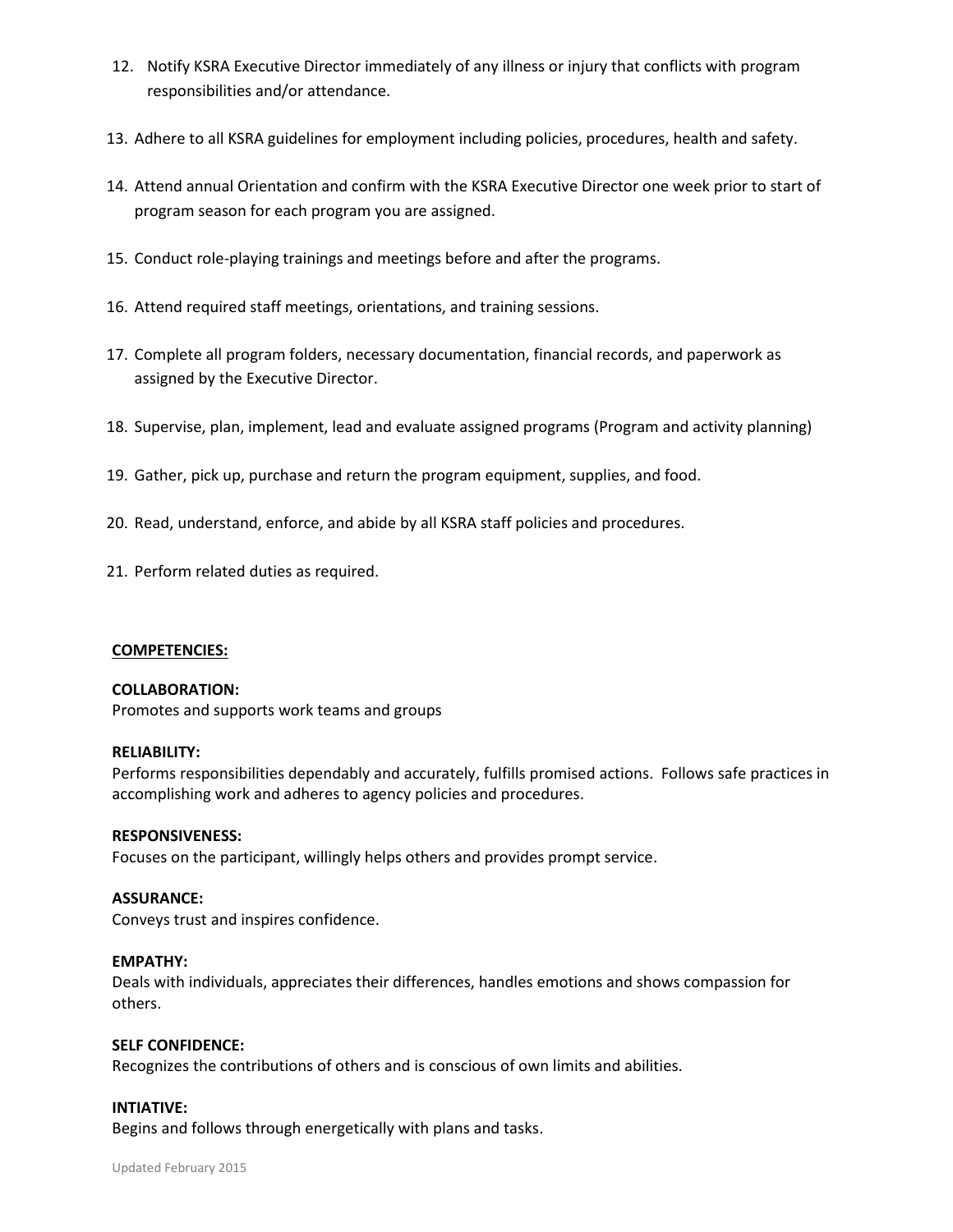12. Notify KSRA Executive Director immediately of any illness or injury that conflicts with program responsibilities and/or attendance.

13. Adhere to all KSRA guidelines for employment including policies, procedures, health and safety.

14. Attend annual Orientation and confirm with the KSRA Executive Director one week prior to start of program season for each program you are assigned.

15. Conduct role-playing trainings and meetings before and after the programs.

16. Attend required staff meetings, orientations, and training sessions.

17. Complete all program folders, necessary documentation, financial records, and paperwork as assigned by the Executive Director.

18. Supervise, plan, implement, lead and evaluate assigned programs (Program and activity planning)

19. Gather, pick up, purchase and return the program equipment, supplies, and food.

20. Read, understand, enforce, and abide by all KSRA staff policies and procedures.

21. Perform related duties as required.

## COMPETENCIES:

**COLLABORATION:**
Promotes and supports work teams and groups

**RELIABILITY:**
Performs responsibilities dependably and accurately, fulfills promised actions. Follows safe practices in accomplishing work and adheres to agency policies and procedures.

**RESPONSIVENESS:**
Focuses on the participant, willingly helps others and provides prompt service.

**ASSURANCE:**
Conveys trust and inspires confidence.

**EMPATHY:**
Deals with individuals, appreciates their differences, handles emotions and shows compassion for others.

**SELF CONFIDENCE:**
Recognizes the contributions of others and is conscious of own limits and abilities.

**INTIATIVE:**
Begins and follows through energetically with plans and tasks.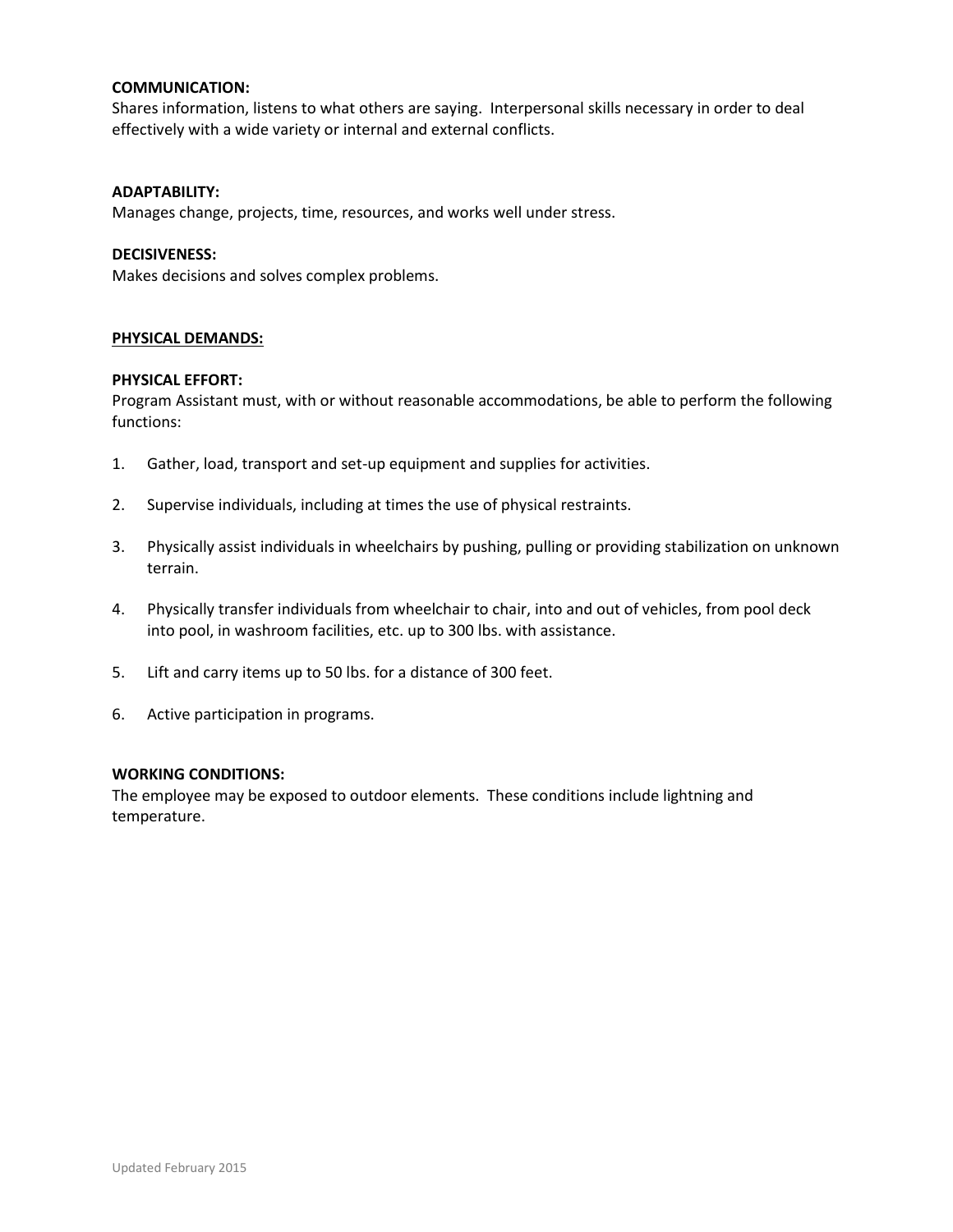**COMMUNICATION:**
Shares information, listens to what others are saying. Interpersonal skills necessary in order to deal effectively with a wide variety or internal and external conflicts.

**ADAPTABILITY:**
Manages change, projects, time, resources, and works well under stress.

**DECISIVENESS:**
Makes decisions and solves complex problems.

**PHYSICAL DEMANDS:**

**PHYSICAL EFFORT:**
Program Assistant must, with or without reasonable accommodations, be able to perform the following functions:

1. Gather, load, transport and set-up equipment and supplies for activities.

2. Supervise individuals, including at times the use of physical restraints.

3. Physically assist individuals in wheelchairs by pushing, pulling or providing stabilization on unknown terrain.

4. Physically transfer individuals from wheelchair to chair, into and out of vehicles, from pool deck into pool, in washroom facilities, etc. up to 300 lbs. with assistance.

5. Lift and carry items up to 50 lbs. for a distance of 300 feet.

6. Active participation in programs.

**WORKING CONDITIONS:**
The employee may be exposed to outdoor elements. These conditions include lightning and temperature.

Updated February 2015